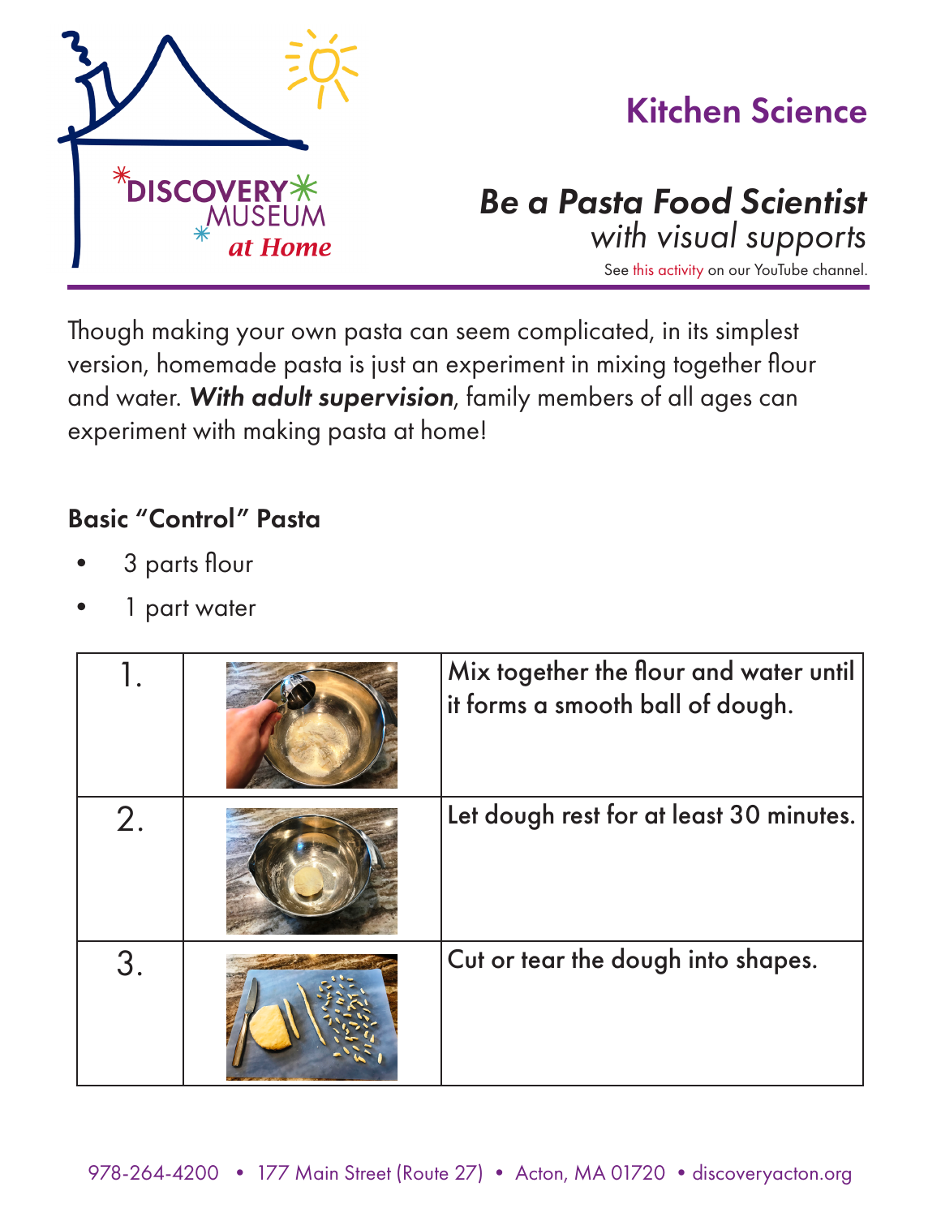# Kitchen Science

## *Be a Pasta Food Scientist*
*with visual supports*

See this activity on our YouTube channel.

Though making your own pasta can seem complicated, in its simplest version, homemade pasta is just an experiment in mixing together flour and water. ***With adult supervision***, family members of all ages can experiment with making pasta at home!

### Basic "Control" Pasta

- 3 parts flour
- 1 part water

| | | |
|---|---|---|
| 1. | | Mix together the flour and water until it forms a smooth ball of dough. |
| 2. | | Let dough rest for at least 30 minutes. |
| 3. | | Cut or tear the dough into shapes. |

978-264-4200 • 177 Main Street (Route 27) • Acton, MA 01720 • discoveryacton.org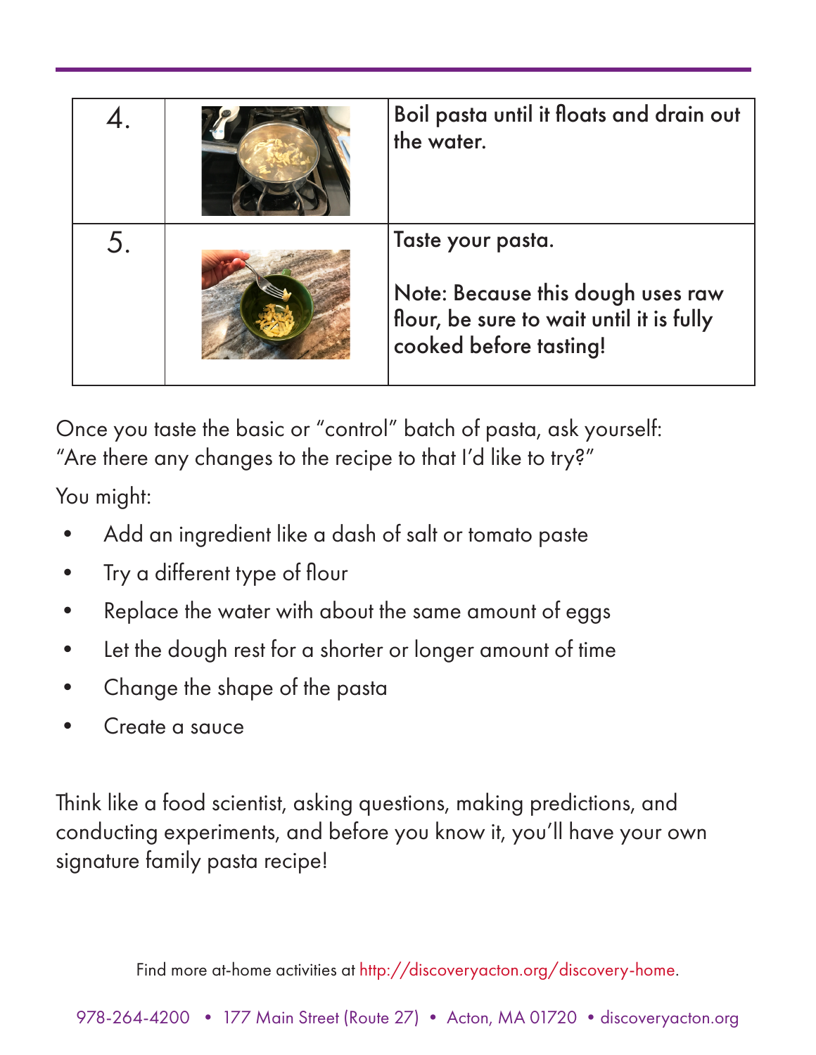| | | |
|---|---|---|
| 4. | | Boil pasta until it floats and drain out the water. |
| 5. | | Taste your pasta.<br><br>Note: Because this dough uses raw flour, be sure to wait until it is fully cooked before tasting! |

Once you taste the basic or "control" batch of pasta, ask yourself: "Are there any changes to the recipe to that I'd like to try?"

You might:

- Add an ingredient like a dash of salt or tomato paste
- Try a different type of flour
- Replace the water with about the same amount of eggs
- Let the dough rest for a shorter or longer amount of time
- Change the shape of the pasta
- Create a sauce

Think like a food scientist, asking questions, making predictions, and conducting experiments, and before you know it, you'll have your own signature family pasta recipe!

Find more at-home activities at http://discoveryacton.org/discovery-home.

978-264-4200 • 177 Main Street (Route 27) • Acton, MA 01720 • discoveryacton.org